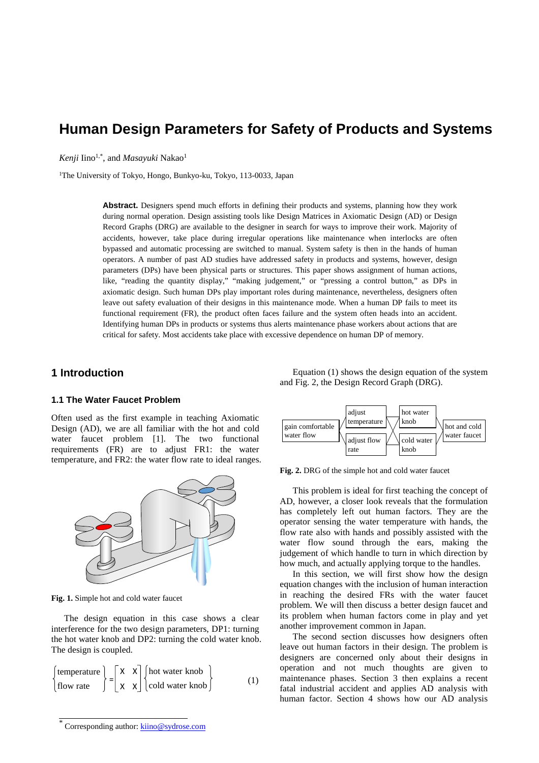# Human Design Parameters for Safety of Products and Systems

*Kenji* Iino[1,*], and *Masayuki* Nakao[1]

[1]The University of Tokyo, Hongo, Bunkyo-ku, Tokyo, 113-0033, Japan

**Abstract.** Designers spend much efforts in defining their products and systems, planning how they work during normal operation. Design assisting tools like Design Matrices in Axiomatic Design (AD) or Design Record Graphs (DRG) are available to the designer in search for ways to improve their work. Majority of accidents, however, take place during irregular operations like maintenance when interlocks are often bypassed and automatic processing are switched to manual. System safety is then in the hands of human operators. A number of past AD studies have addressed safety in products and systems, however, design parameters (DPs) have been physical parts or structures. This paper shows assignment of human actions, like, "reading the quantity display," "making judgement," or "pressing a control button," as DPs in axiomatic design. Such human DPs play important roles during maintenance, nevertheless, designers often leave out safety evaluation of their designs in this maintenance mode. When a human DP fails to meet its functional requirement (FR), the product often faces failure and the system often heads into an accident. Identifying human DPs in products or systems thus alerts maintenance phase workers about actions that are critical for safety. Most accidents take place with excessive dependence on human DP of memory.

## 1 Introduction

### 1.1 The Water Faucet Problem

Often used as the first example in teaching Axiomatic Design (AD), we are all familiar with the hot and cold water faucet problem [1]. The two functional requirements (FR) are to adjust FR1: the water temperature, and FR2: the water flow rate to ideal ranges.

**Fig. 1.** Simple hot and cold water faucet

The design equation in this case shows a clear interference for the two design parameters, DP1: turning the hot water knob and DP2: turning the cold water knob. The design is coupled.

$$\begin{Bmatrix} \text{temperature} \\ \text{flow rate} \end{Bmatrix} = \begin{bmatrix} X & X \\ X & X \end{bmatrix} \begin{Bmatrix} \text{hot water knob} \\ \text{cold water knob} \end{Bmatrix} \tag{1}$$

Equation (1) shows the design equation of the system and Fig. 2, the Design Record Graph (DRG).

**Fig. 2.** DRG of the simple hot and cold water faucet

This problem is ideal for first teaching the concept of AD, however, a closer look reveals that the formulation has completely left out human factors. They are the operator sensing the water temperature with hands, the flow rate also with hands and possibly assisted with the water flow sound through the ears, making the judgement of which handle to turn in which direction by how much, and actually applying torque to the handles.

In this section, we will first show how the design equation changes with the inclusion of human interaction in reaching the desired FRs with the water faucet problem. We will then discuss a better design faucet and its problem when human factors come in play and yet another improvement common in Japan.

The second section discusses how designers often leave out human factors in their design. The problem is designers are concerned only about their designs in operation and not much thoughts are given to maintenance phases. Section 3 then explains a recent fatal industrial accident and applies AD analysis with human factor. Section 4 shows how our AD analysis

---

* Corresponding author: kiino@sydrose.com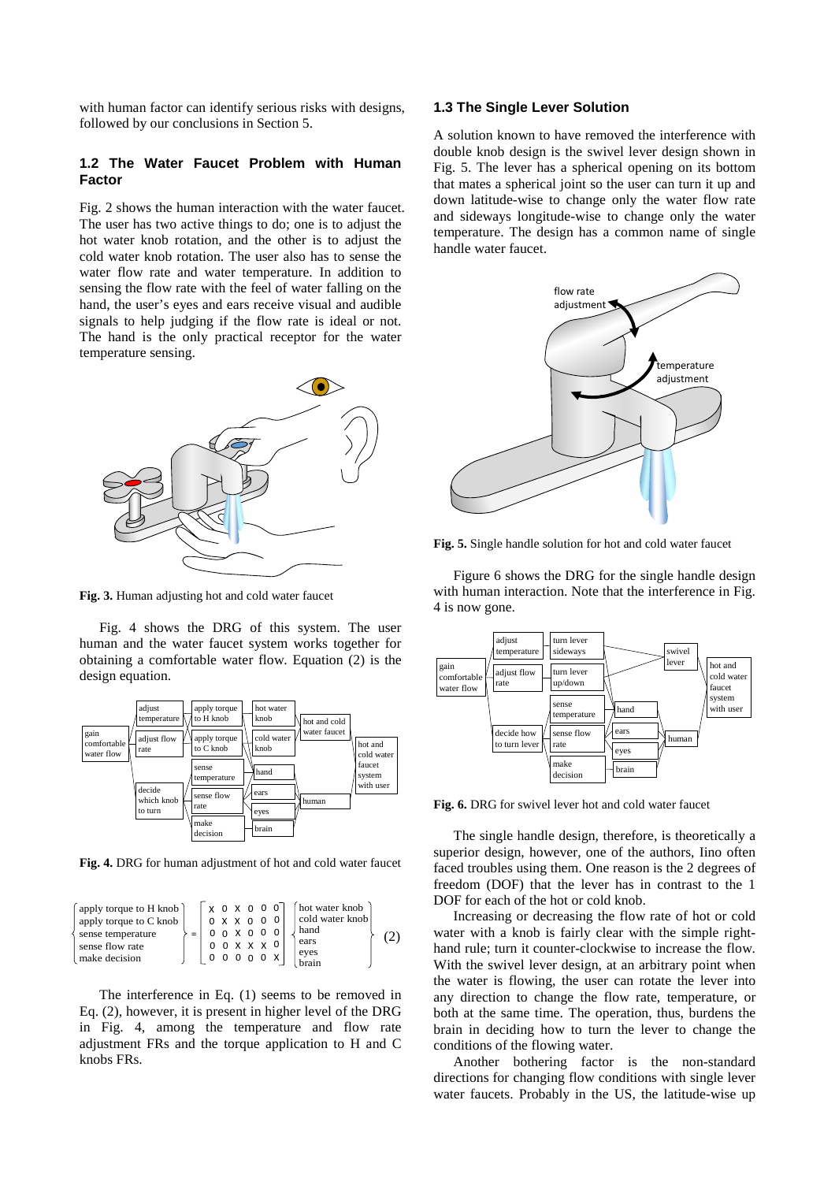with human factor can identify serious risks with designs, followed by our conclusions in Section 5.

### 1.2 The Water Faucet Problem with Human Factor

Fig. 2 shows the human interaction with the water faucet. The user has two active things to do; one is to adjust the hot water knob rotation, and the other is to adjust the cold water knob rotation. The user also has to sense the water flow rate and water temperature. In addition to sensing the flow rate with the feel of water falling on the hand, the user's eyes and ears receive visual and audible signals to help judging if the flow rate is ideal or not. The hand is the only practical receptor for the water temperature sensing.

**Fig. 3.** Human adjusting hot and cold water faucet

Fig. 4 shows the DRG of this system. The user human and the water faucet system works together for obtaining a comfortable water flow. Equation (2) is the design equation.

**Fig. 4.** DRG for human adjustment of hot and cold water faucet

$$\begin{Bmatrix} \text{apply torque to H knob} \\ \text{apply torque to C knob} \\ \text{sense temperature} \\ \text{sense flow rate} \\ \text{make decision} \end{Bmatrix} = \begin{bmatrix} X & 0 & X & 0 & 0 & 0 \\ 0 & X & X & 0 & 0 & 0 \\ 0 & 0 & X & 0 & 0 & 0 \\ 0 & 0 & X & X & X & 0 \\ 0 & 0 & 0 & 0 & 0 & X \end{bmatrix} \begin{Bmatrix} \text{hot water knob} \\ \text{cold water knob} \\ \text{hand} \\ \text{ears} \\ \text{eyes} \\ \text{brain} \end{Bmatrix} \quad (2)$$

The interference in Eq. (1) seems to be removed in Eq. (2), however, it is present in higher level of the DRG in Fig. 4, among the temperature and flow rate adjustment FRs and the torque application to H and C knobs FRs.

### 1.3 The Single Lever Solution

A solution known to have removed the interference with double knob design is the swivel lever design shown in Fig. 5. The lever has a spherical opening on its bottom that mates a spherical joint so the user can turn it up and down latitude-wise to change only the water flow rate and sideways longitude-wise to change only the water temperature. The design has a common name of single handle water faucet.

**Fig. 5.** Single handle solution for hot and cold water faucet

Figure 6 shows the DRG for the single handle design with human interaction. Note that the interference in Fig. 4 is now gone.

**Fig. 6.** DRG for swivel lever hot and cold water faucet

The single handle design, therefore, is theoretically a superior design, however, one of the authors, Iino often faced troubles using them. One reason is the 2 degrees of freedom (DOF) that the lever has in contrast to the 1 DOF for each of the hot or cold knob.

Increasing or decreasing the flow rate of hot or cold water with a knob is fairly clear with the simple right-hand rule; turn it counter-clockwise to increase the flow. With the swivel lever design, at an arbitrary point when the water is flowing, the user can rotate the lever into any direction to change the flow rate, temperature, or both at the same time. The operation, thus, burdens the brain in deciding how to turn the lever to change the conditions of the flowing water.

Another bothering factor is the non-standard directions for changing flow conditions with single lever water faucets. Probably in the US, the latitude-wise up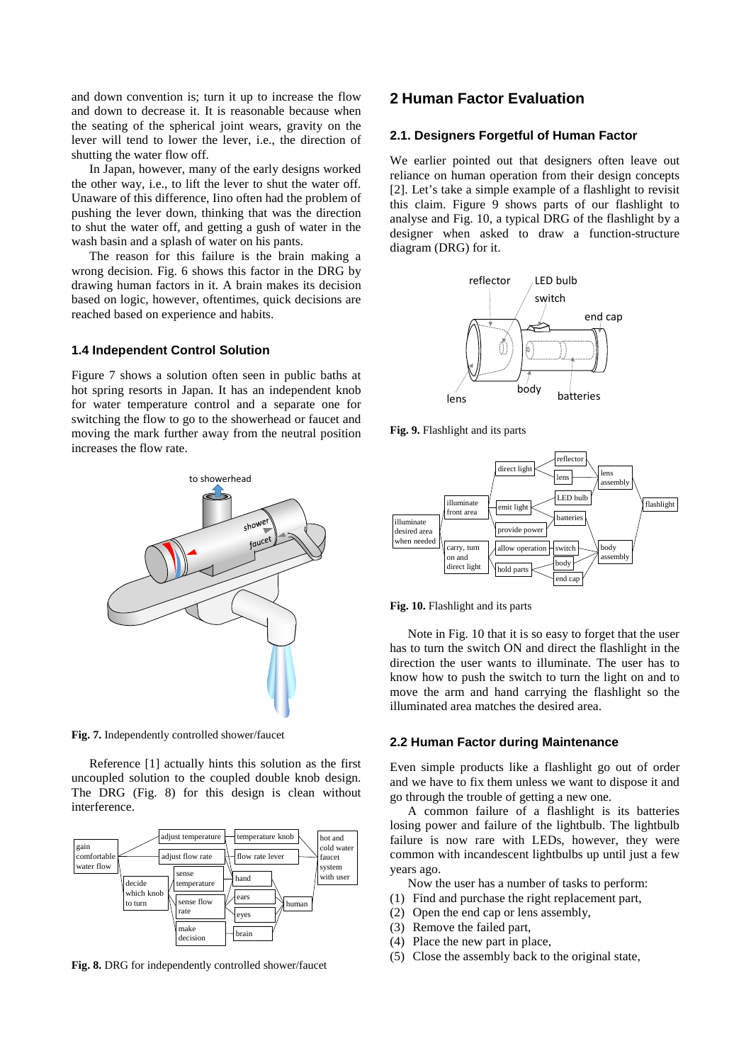and down convention is; turn it up to increase the flow and down to decrease it. It is reasonable because when the seating of the spherical joint wears, gravity on the lever will tend to lower the lever, i.e., the direction of shutting the water flow off.

In Japan, however, many of the early designs worked the other way, i.e., to lift the lever to shut the water off. Unaware of this difference, Iino often had the problem of pushing the lever down, thinking that was the direction to shut the water off, and getting a gush of water in the wash basin and a splash of water on his pants.

The reason for this failure is the brain making a wrong decision. Fig. 6 shows this factor in the DRG by drawing human factors in it. A brain makes its decision based on logic, however, oftentimes, quick decisions are reached based on experience and habits.

### 1.4 Independent Control Solution

Figure 7 shows a solution often seen in public baths at hot spring resorts in Japan. It has an independent knob for water temperature control and a separate one for switching the flow to go to the showerhead or faucet and moving the mark further away from the neutral position increases the flow rate.

**Fig. 7.** Independently controlled shower/faucet

Reference [1] actually hints this solution as the first uncoupled solution to the coupled double knob design. The DRG (Fig. 8) for this design is clean without interference.

**Fig. 8.** DRG for independently controlled shower/faucet

## 2 Human Factor Evaluation

### 2.1. Designers Forgetful of Human Factor

We earlier pointed out that designers often leave out reliance on human operation from their design concepts [2]. Let's take a simple example of a flashlight to revisit this claim. Figure 9 shows parts of our flashlight to analyse and Fig. 10, a typical DRG of the flashlight by a designer when asked to draw a function-structure diagram (DRG) for it.

**Fig. 9.** Flashlight and its parts

**Fig. 10.** Flashlight and its parts

Note in Fig. 10 that it is so easy to forget that the user has to turn the switch ON and direct the flashlight in the direction the user wants to illuminate. The user has to know how to push the switch to turn the light on and to move the arm and hand carrying the flashlight so the illuminated area matches the desired area.

### 2.2 Human Factor during Maintenance

Even simple products like a flashlight go out of order and we have to fix them unless we want to dispose it and go through the trouble of getting a new one.

A common failure of a flashlight is its batteries losing power and failure of the lightbulb. The lightbulb failure is now rare with LEDs, however, they were common with incandescent lightbulbs up until just a few years ago.

Now the user has a number of tasks to perform:

(1) Find and purchase the right replacement part,
(2) Open the end cap or lens assembly,
(3) Remove the failed part,
(4) Place the new part in place,
(5) Close the assembly back to the original state,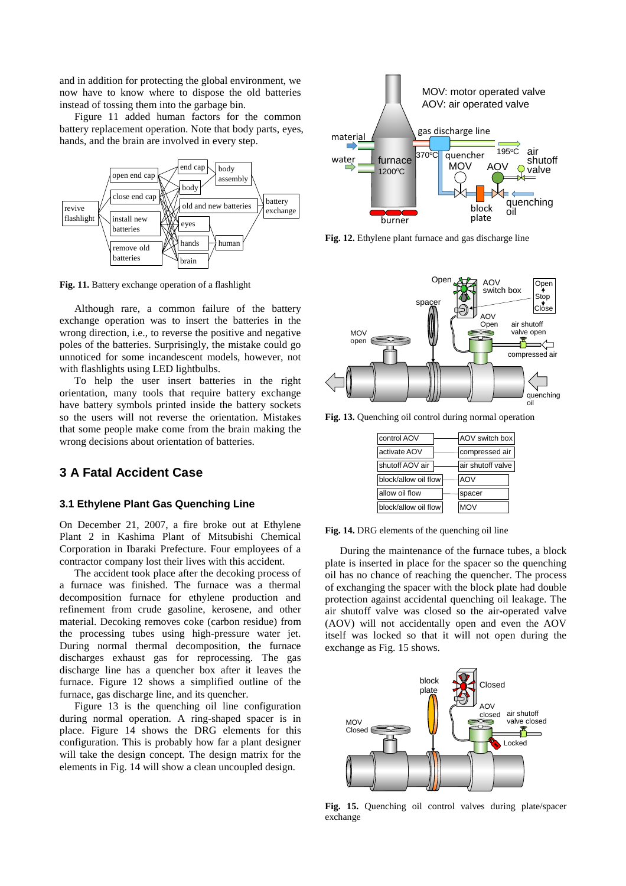and in addition for protecting the global environment, we now have to know where to dispose the old batteries instead of tossing them into the garbage bin.

Figure 11 added human factors for the common battery replacement operation. Note that body parts, eyes, hands, and the brain are involved in every step.

Fig. 11. Battery exchange operation of a flashlight

Although rare, a common failure of the battery exchange operation was to insert the batteries in the wrong direction, i.e., to reverse the positive and negative poles of the batteries. Surprisingly, the mistake could go unnoticed for some incandescent models, however, not with flashlights using LED lightbulbs.

To help the user insert batteries in the right orientation, many tools that require battery exchange have battery symbols printed inside the battery sockets so the users will not reverse the orientation. Mistakes that some people make come from the brain making the wrong decisions about orientation of batteries.

## 3 A Fatal Accident Case

### 3.1 Ethylene Plant Gas Quenching Line

On December 21, 2007, a fire broke out at Ethylene Plant 2 in Kashima Plant of Mitsubishi Chemical Corporation in Ibaraki Prefecture. Four employees of a contractor company lost their lives with this accident.

The accident took place after the decoking process of a furnace was finished. The furnace was a thermal decomposition furnace for ethylene production and refinement from crude gasoline, kerosene, and other material. Decoking removes coke (carbon residue) from the processing tubes using high-pressure water jet. During normal thermal decomposition, the furnace discharges exhaust gas for reprocessing. The gas discharge line has a quencher box after it leaves the furnace. Figure 12 shows a simplified outline of the furnace, gas discharge line, and its quencher.

Figure 13 is the quenching oil line configuration during normal operation. A ring-shaped spacer is in place. Figure 14 shows the DRG elements for this configuration. This is probably how far a plant designer will take the design concept. The design matrix for the elements in Fig. 14 will show a clean uncoupled design.

Fig. 12. Ethylene plant furnace and gas discharge line

Fig. 13. Quenching oil control during normal operation

Fig. 14. DRG elements of the quenching oil line

During the maintenance of the furnace tubes, a block plate is inserted in place for the spacer so the quenching oil has no chance of reaching the quencher. The process of exchanging the spacer with the block plate had double protection against accidental quenching oil leakage. The air shutoff valve was closed so the air-operated valve (AOV) will not accidentally open and even the AOV itself was locked so that it will not open during the exchange as Fig. 15 shows.

Fig. 15. Quenching oil control valves during plate/spacer exchange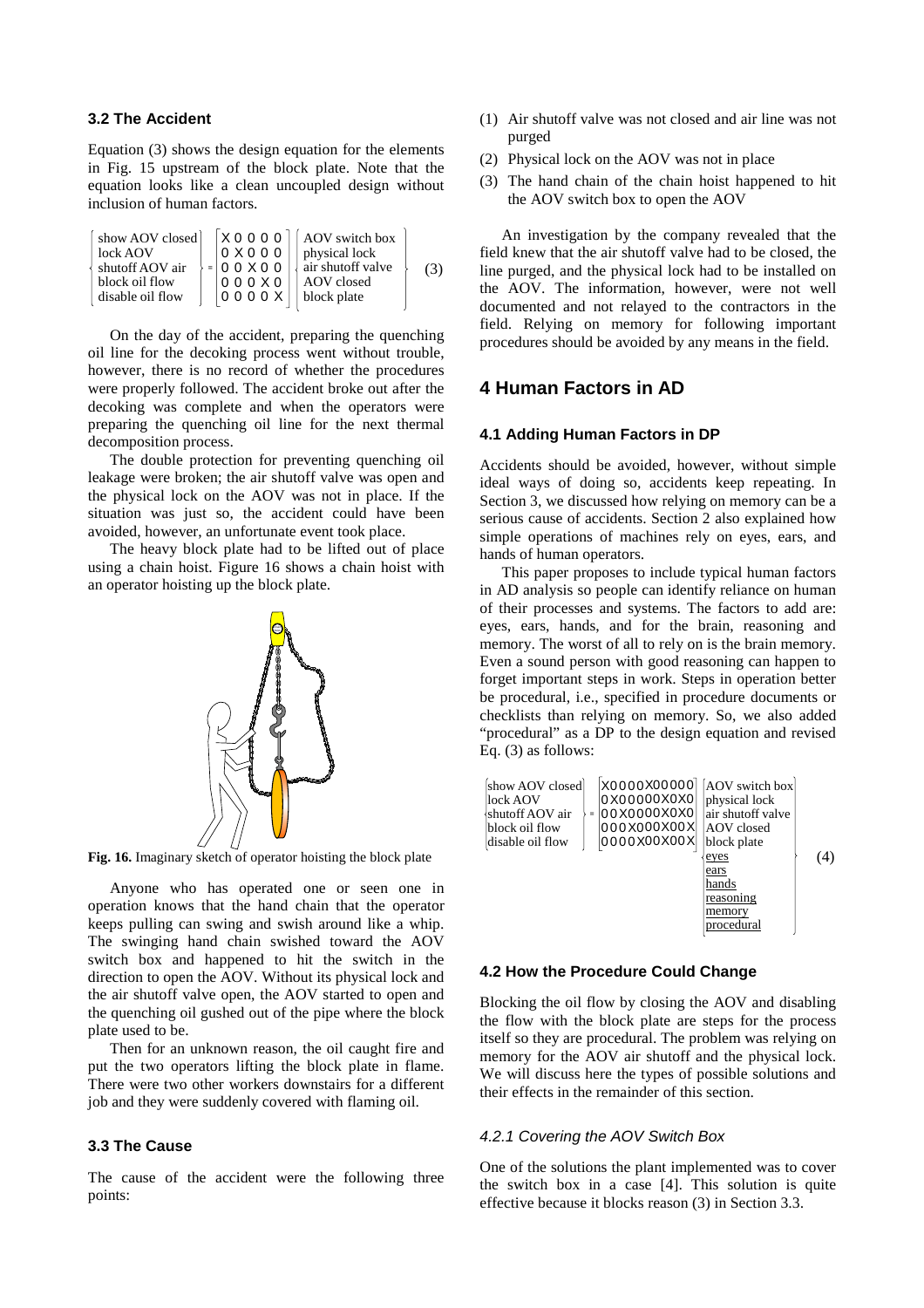### 3.2 The Accident

Equation (3) shows the design equation for the elements in Fig. 15 upstream of the block plate. Note that the equation looks like a clean uncoupled design without inclusion of human factors.

$$
\begin{Bmatrix} \text{show AOV closed} \\ \text{lock AOV} \\ \text{shutoff AOV air} \\ \text{block oil flow} \\ \text{disable oil flow} \end{Bmatrix} = \begin{bmatrix} X & 0 & 0 & 0 & 0 \\ 0 & X & 0 & 0 & 0 \\ 0 & 0 & X & 0 & 0 \\ 0 & 0 & 0 & X & 0 \\ 0 & 0 & 0 & 0 & X \end{bmatrix} \begin{Bmatrix} \text{AOV switch box} \\ \text{physical lock} \\ \text{air shutoff valve} \\ \text{AOV closed} \\ \text{block plate} \end{Bmatrix} \quad (3)
$$

On the day of the accident, preparing the quenching oil line for the decoking process went without trouble, however, there is no record of whether the procedures were properly followed. The accident broke out after the decoking was complete and when the operators were preparing the quenching oil line for the next thermal decomposition process.

The double protection for preventing quenching oil leakage were broken; the air shutoff valve was open and the physical lock on the AOV was not in place. If the situation was just so, the accident could have been avoided, however, an unfortunate event took place.

The heavy block plate had to be lifted out of place using a chain hoist. Figure 16 shows a chain hoist with an operator hoisting up the block plate.

**Fig. 16.** Imaginary sketch of operator hoisting the block plate

Anyone who has operated one or seen one in operation knows that the hand chain that the operator keeps pulling can swing and swish around like a whip. The swinging hand chain swished toward the AOV switch box and happened to hit the switch in the direction to open the AOV. Without its physical lock and the air shutoff valve open, the AOV started to open and the quenching oil gushed out of the pipe where the block plate used to be.

Then for an unknown reason, the oil caught fire and put the two operators lifting the block plate in flame. There were two other workers downstairs for a different job and they were suddenly covered with flaming oil.

### 3.3 The Cause

The cause of the accident were the following three points:

(1) Air shutoff valve was not closed and air line was not purged

(2) Physical lock on the AOV was not in place

(3) The hand chain of the chain hoist happened to hit the AOV switch box to open the AOV

An investigation by the company revealed that the field knew that the air shutoff valve had to be closed, the line purged, and the physical lock had to be installed on the AOV. The information, however, were not well documented and not relayed to the contractors in the field. Relying on memory for following important procedures should be avoided by any means in the field.

## 4 Human Factors in AD

### 4.1 Adding Human Factors in DP

Accidents should be avoided, however, without simple ideal ways of doing so, accidents keep repeating. In Section 3, we discussed how relying on memory can be a serious cause of accidents. Section 2 also explained how simple operations of machines rely on eyes, ears, and hands of human operators.

This paper proposes to include typical human factors in AD analysis so people can identify reliance on human of their processes and systems. The factors to add are: eyes, ears, hands, and for the brain, reasoning and memory. The worst of all to rely on is the brain memory. Even a sound person with good reasoning can happen to forget important steps in work. Steps in operation better be procedural, i.e., specified in procedure documents or checklists than relying on memory. So, we also added "procedural" as a DP to the design equation and revised Eq. (3) as follows:

$$
\begin{Bmatrix} \text{show AOV closed} \\ \text{lock AOV} \\ \text{shutoff AOV air} \\ \text{block oil flow} \\ \text{disable oil flow} \end{Bmatrix} = \begin{bmatrix} X & 0 & 0 & 0 & 0 & X & 0 & 0 & 0 & 0 & 0 \\ 0 & X & 0 & 0 & 0 & 0 & 0 & X & 0 & X & 0 \\ 0 & 0 & X & 0 & 0 & 0 & 0 & X & 0 & X & 0 \\ 0 & 0 & 0 & X & 0 & 0 & 0 & X & 0 & 0 & X \\ 0 & 0 & 0 & 0 & X & 0 & 0 & X & 0 & 0 & X \end{bmatrix} \begin{Bmatrix} \text{AOV switch box} \\ \text{physical lock} \\ \text{air shutoff valve} \\ \text{AOV closed} \\ \text{block plate} \\ \underline{\text{eyes}} \\ \underline{\text{ears}} \\ \underline{\text{hands}} \\ \underline{\text{reasoning}} \\ \underline{\text{memory}} \\ \underline{\text{procedural}} \end{Bmatrix} \quad (4)
$$

### 4.2 How the Procedure Could Change

Blocking the oil flow by closing the AOV and disabling the flow with the block plate are steps for the process itself so they are procedural. The problem was relying on memory for the AOV air shutoff and the physical lock. We will discuss here the types of possible solutions and their effects in the remainder of this section.

#### *4.2.1 Covering the AOV Switch Box*

One of the solutions the plant implemented was to cover the switch box in a case [4]. This solution is quite effective because it blocks reason (3) in Section 3.3.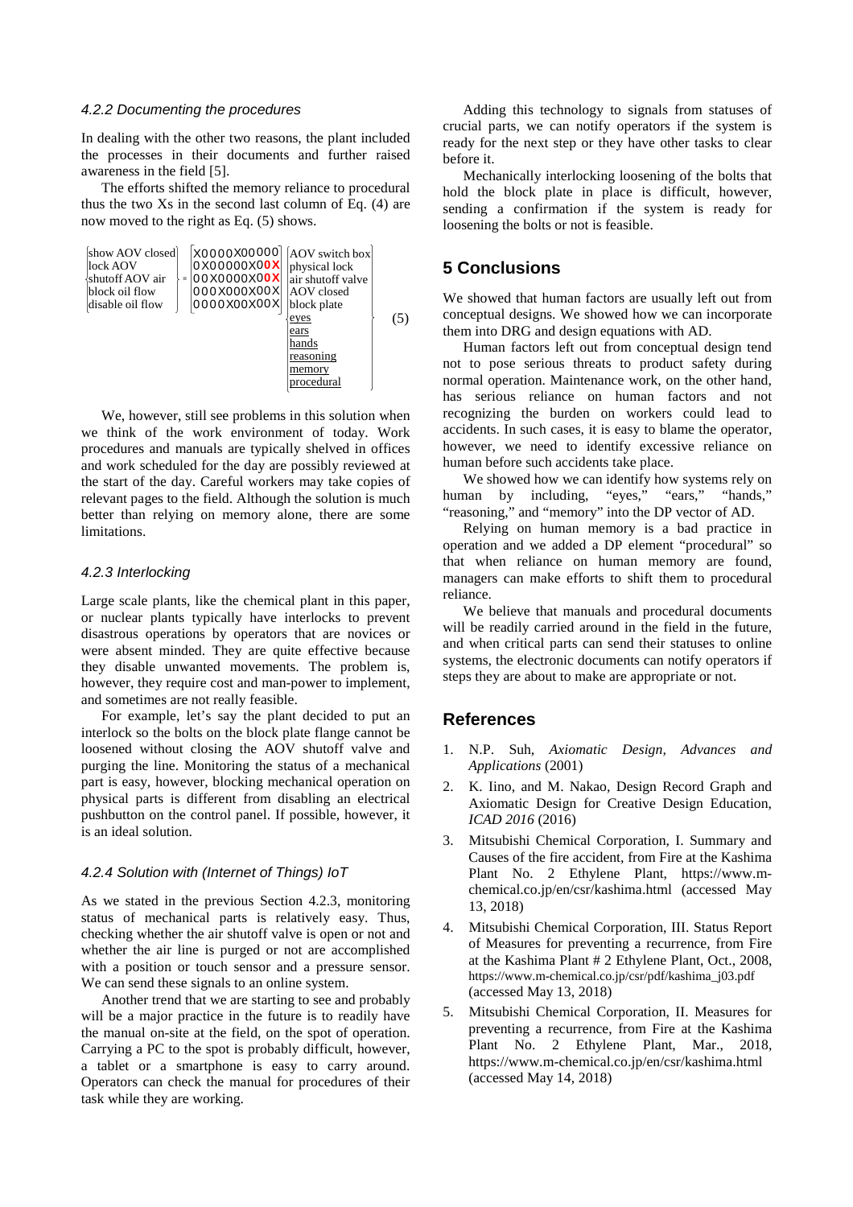#### 4.2.2 Documenting the procedures

In dealing with the other two reasons, the plant included the processes in their documents and further raised awareness in the field [5].

The efforts shifted the memory reliance to procedural thus the two Xs in the second last column of Eq. (4) are now moved to the right as Eq. (5) shows.

$$
\begin{Bmatrix} \text{show AOV closed} \\ \text{lock AOV} \\ \text{shutoff AOV air} \\ \text{block oil flow} \\ \text{disable oil flow} \end{Bmatrix} = \begin{bmatrix} X0000X00000 \\ 0X00000X00X \\ 00X0000X00X \\ 000X000X00X \\ 0000X00X00X \end{bmatrix} \begin{Bmatrix} \text{AOV switch box} \\ \text{physical lock} \\ \text{air shutoff valve} \\ \text{AOV closed} \\ \text{block plate} \\ \underline{\text{eyes}} \\ \underline{\text{ears}} \\ \underline{\text{hands}} \\ \underline{\text{reasoning}} \\ \underline{\text{memory}} \\ \underline{\text{procedural}} \end{Bmatrix} \quad (5)
$$

We, however, still see problems in this solution when we think of the work environment of today. Work procedures and manuals are typically shelved in offices and work scheduled for the day are possibly reviewed at the start of the day. Careful workers may take copies of relevant pages to the field. Although the solution is much better than relying on memory alone, there are some limitations.

#### 4.2.3 Interlocking

Large scale plants, like the chemical plant in this paper, or nuclear plants typically have interlocks to prevent disastrous operations by operators that are novices or were absent minded. They are quite effective because they disable unwanted movements. The problem is, however, they require cost and man-power to implement, and sometimes are not really feasible.

For example, let's say the plant decided to put an interlock so the bolts on the block plate flange cannot be loosened without closing the AOV shutoff valve and purging the line. Monitoring the status of a mechanical part is easy, however, blocking mechanical operation on physical parts is different from disabling an electrical pushbutton on the control panel. If possible, however, it is an ideal solution.

#### 4.2.4 Solution with (Internet of Things) IoT

As we stated in the previous Section 4.2.3, monitoring status of mechanical parts is relatively easy. Thus, checking whether the air shutoff valve is open or not and whether the air line is purged or not are accomplished with a position or touch sensor and a pressure sensor. We can send these signals to an online system.

Another trend that we are starting to see and probably will be a major practice in the future is to readily have the manual on-site at the field, on the spot of operation. Carrying a PC to the spot is probably difficult, however, a tablet or a smartphone is easy to carry around. Operators can check the manual for procedures of their task while they are working.

Adding this technology to signals from statuses of crucial parts, we can notify operators if the system is ready for the next step or they have other tasks to clear before it.

Mechanically interlocking loosening of the bolts that hold the block plate in place is difficult, however, sending a confirmation if the system is ready for loosening the bolts or not is feasible.

## 5 Conclusions

We showed that human factors are usually left out from conceptual designs. We showed how we can incorporate them into DRG and design equations with AD.

Human factors left out from conceptual design tend not to pose serious threats to product safety during normal operation. Maintenance work, on the other hand, has serious reliance on human factors and not recognizing the burden on workers could lead to accidents. In such cases, it is easy to blame the operator, however, we need to identify excessive reliance on human before such accidents take place.

We showed how we can identify how systems rely on human by including, "eyes," "ears," "hands," "reasoning," and "memory" into the DP vector of AD.

Relying on human memory is a bad practice in operation and we added a DP element "procedural" so that when reliance on human memory are found, managers can make efforts to shift them to procedural reliance.

We believe that manuals and procedural documents will be readily carried around in the field in the future, and when critical parts can send their statuses to online systems, the electronic documents can notify operators if steps they are about to make are appropriate or not.

## References

1. N.P. Suh, *Axiomatic Design, Advances and Applications* (2001)
2. K. Iino, and M. Nakao, Design Record Graph and Axiomatic Design for Creative Design Education, *ICAD 2016* (2016)
3. Mitsubishi Chemical Corporation, I. Summary and Causes of the fire accident, from Fire at the Kashima Plant No. 2 Ethylene Plant, https://www.m-chemical.co.jp/en/csr/kashima.html (accessed May 13, 2018)
4. Mitsubishi Chemical Corporation, III. Status Report of Measures for preventing a recurrence, from Fire at the Kashima Plant # 2 Ethylene Plant, Oct., 2008, https://www.m-chemical.co.jp/csr/pdf/kashima_j03.pdf (accessed May 13, 2018)
5. Mitsubishi Chemical Corporation, II. Measures for preventing a recurrence, from Fire at the Kashima Plant No. 2 Ethylene Plant, Mar., 2018, https://www.m-chemical.co.jp/en/csr/kashima.html (accessed May 14, 2018)